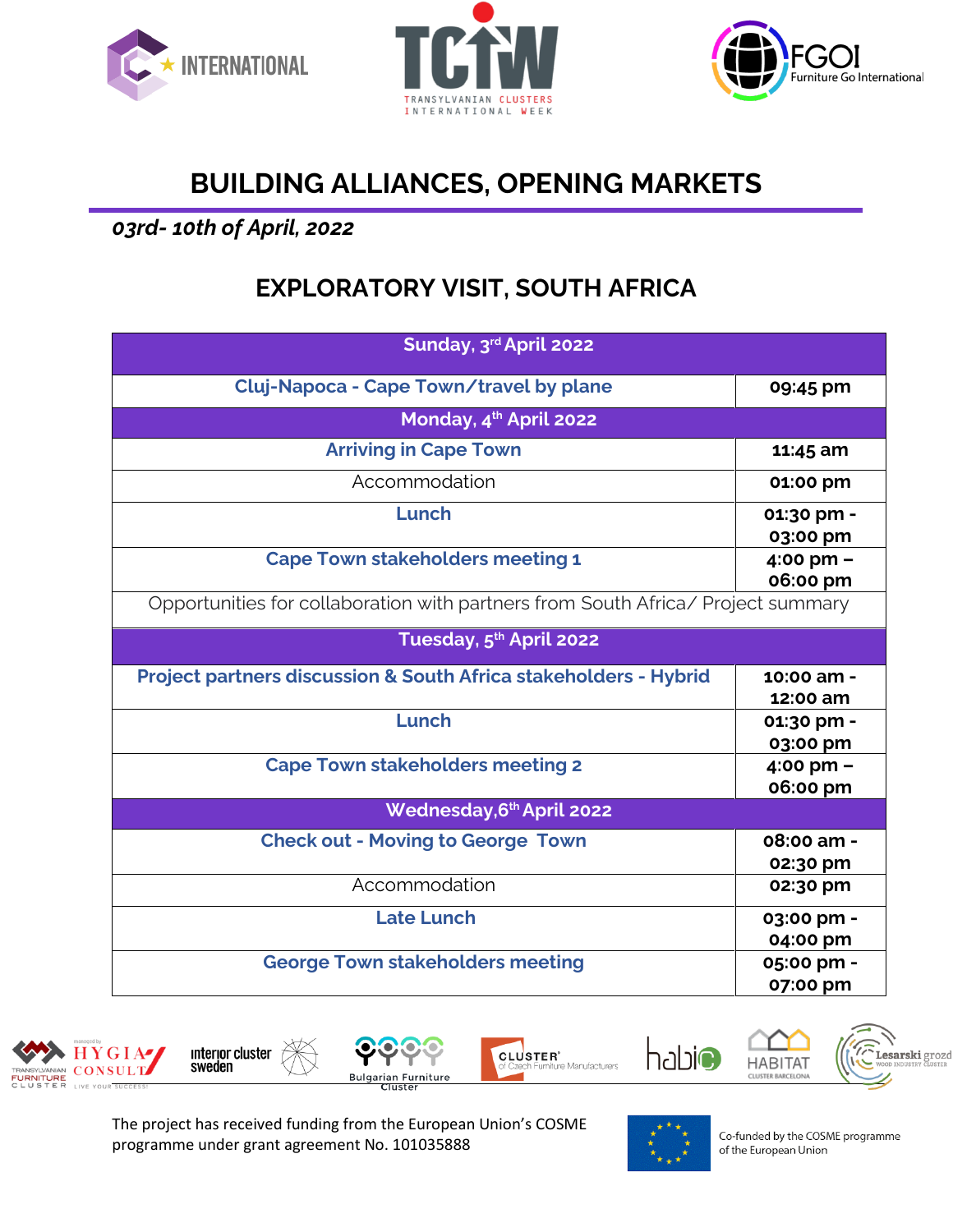# BUILDING ALLIANCES, OPENING MARKETS

*03rd- 10th of April, 2022*

## EXPLORATORY VISIT, SOUTH AFRICA

| | |
|---|---|
| **Sunday, 3rd April 2022** | |
| **Cluj-Napoca - Cape Town/travel by plane** | **09:45 pm** |
| **Monday, 4th April 2022** | |
| **Arriving in Cape Town** | **11:45 am** |
| Accommodation | **01:00 pm** |
| **Lunch** | **01:30 pm - 03:00 pm** |
| **Cape Town stakeholders meeting 1** | **4:00 pm – 06:00 pm** |
| Opportunities for collaboration with partners from South Africa/ Project summary | |
| **Tuesday, 5th April 2022** | |
| **Project partners discussion & South Africa stakeholders - Hybrid** | **10:00 am - 12:00 am** |
| **Lunch** | **01:30 pm - 03:00 pm** |
| **Cape Town stakeholders meeting 2** | **4:00 pm – 06:00 pm** |
| **Wednesday,6th April 2022** | |
| **Check out - Moving to George Town** | **08:00 am - 02:30 pm** |
| Accommodation | **02:30 pm** |
| **Late Lunch** | **03:00 pm - 04:00 pm** |
| **George Town stakeholders meeting** | **05:00 pm - 07:00 pm** |

The project has received funding from the European Union's COSME programme under grant agreement No. 101035888

Co-funded by the COSME programme of the European Union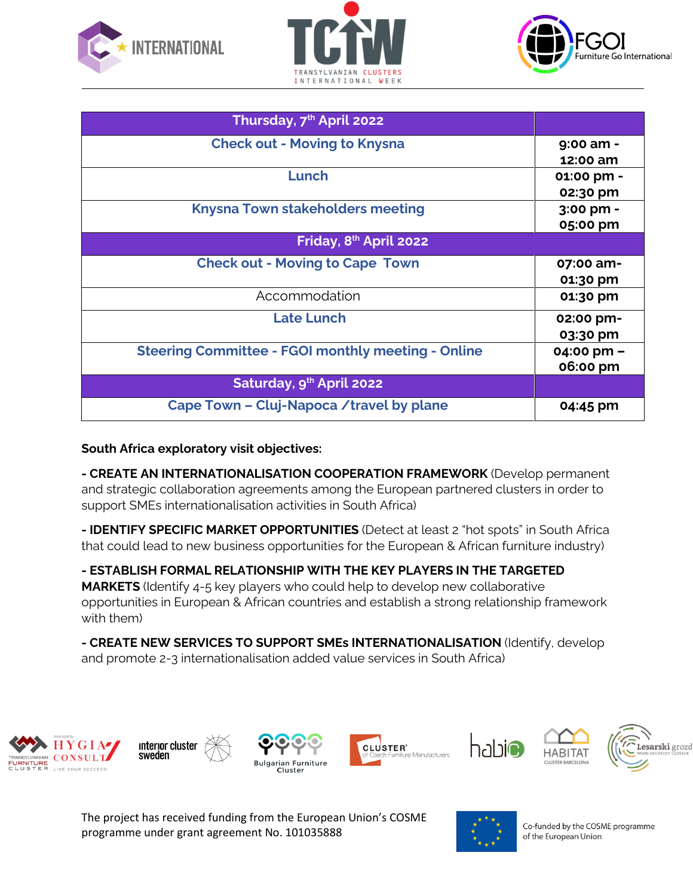| Thursday, 7th April 2022 | |
|---|---|
| Check out - Moving to Knysna | 9:00 am - 12:00 am |
| Lunch | 01:00 pm - 02:30 pm |
| Knysna Town stakeholders meeting | 3:00 pm - 05:00 pm |
| **Friday, 8th April 2022** | |
| Check out - Moving to Cape Town | 07:00 am- 01:30 pm |
| Accommodation | 01:30 pm |
| Late Lunch | 02:00 pm- 03:30 pm |
| Steering Committee - FGOI monthly meeting - Online | 04:00 pm – 06:00 pm |
| **Saturday, 9th April 2022** | |
| Cape Town – Cluj-Napoca /travel by plane | 04:45 pm |

**South Africa exploratory visit objectives:**

**- CREATE AN INTERNATIONALISATION COOPERATION FRAMEWORK** (Develop permanent and strategic collaboration agreements among the European partnered clusters in order to support SMEs internationalisation activities in South Africa)

**- IDENTIFY SPECIFIC MARKET OPPORTUNITIES** (Detect at least 2 "hot spots" in South Africa that could lead to new business opportunities for the European & African furniture industry)

**- ESTABLISH FORMAL RELATIONSHIP WITH THE KEY PLAYERS IN THE TARGETED MARKETS** (Identify 4-5 key players who could help to develop new collaborative opportunities in European & African countries and establish a strong relationship framework with them)

**- CREATE NEW SERVICES TO SUPPORT SMEs INTERNATIONALISATION** (Identify, develop and promote 2-3 internationalisation added value services in South Africa)

The project has received funding from the European Union's COSME programme under grant agreement No. 101035888

Co-funded by the COSME programme of the European Union